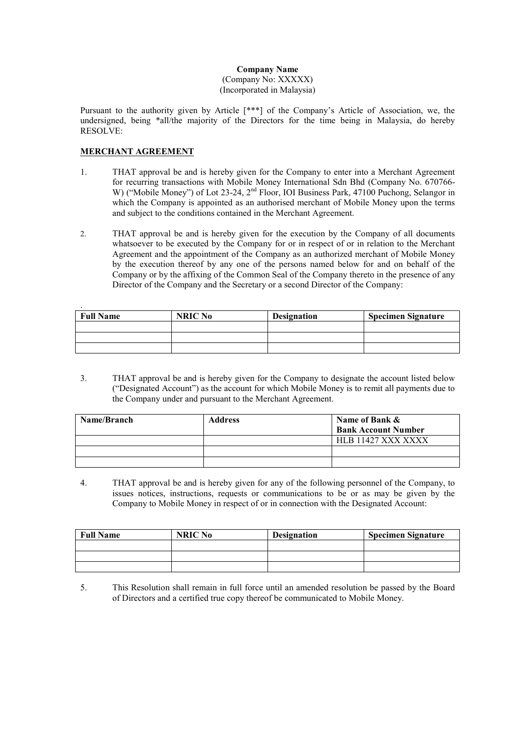**Company Name**
(Company No: XXXXX)
(Incorporated in Malaysia)

Pursuant to the authority given by Article [***] of the Company's Article of Association, we, the undersigned, being *all/the majority of the Directors for the time being in Malaysia, do hereby RESOLVE:

**MERCHANT AGREEMENT**

1. THAT approval be and is hereby given for the Company to enter into a Merchant Agreement for recurring transactions with Mobile Money International Sdn Bhd (Company No. 670766-W) ("Mobile Money") of Lot 23-24, 2nd Floor, IOI Business Park, 47100 Puchong, Selangor in which the Company is appointed as an authorised merchant of Mobile Money upon the terms and subject to the conditions contained in the Merchant Agreement.

2. THAT approval be and is hereby given for the execution by the Company of all documents whatsoever to be executed by the Company for or in respect of or in relation to the Merchant Agreement and the appointment of the Company as an authorized merchant of Mobile Money by the execution thereof by any one of the persons named below for and on behalf of the Company or by the affixing of the Common Seal of the Company thereto in the presence of any Director of the Company and the Secretary or a second Director of the Company:

.

| Full Name | NRIC No | Designation | Specimen Signature |
|---|---|---|---|
| | | | |
| | | | |
| | | | |

3. THAT approval be and is hereby given for the Company to designate the account listed below ("Designated Account") as the account for which Mobile Money is to remit all payments due to the Company under and pursuant to the Merchant Agreement.

| Name/Branch | Address | Name of Bank & Bank Account Number |
|---|---|---|
| | | HLB 11427 XXX XXXX |
| | | |
| | | |

4. THAT approval be and is hereby given for any of the following personnel of the Company, to issues notices, instructions, requests or communications to be or as may be given by the Company to Mobile Money in respect of or in connection with the Designated Account:

| Full Name | NRIC No | Designation | Specimen Signature |
|---|---|---|---|
| | | | |
| | | | |
| | | | |

5. This Resolution shall remain in full force until an amended resolution be passed by the Board of Directors and a certified true copy thereof be communicated to Mobile Money.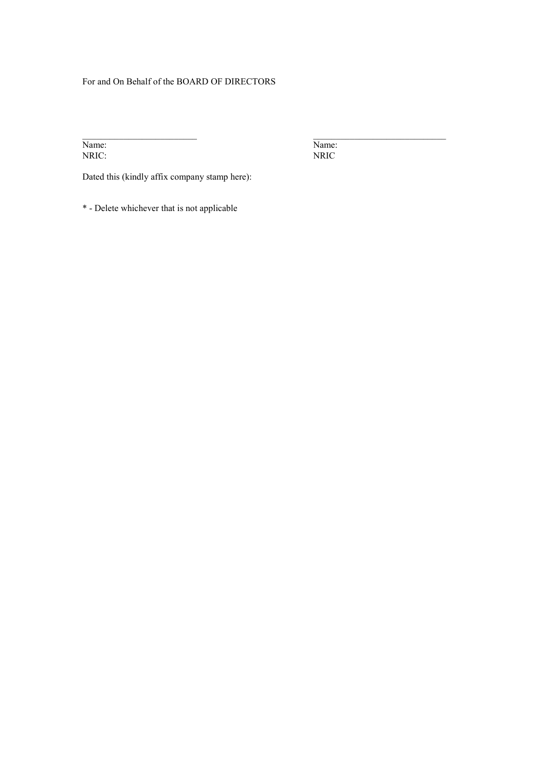For and On Behalf of the BOARD OF DIRECTORS

| | |
|---|---|
| ________________________ | ____________________________ |
| Name: | Name: |
| NRIC: | NRIC |

Dated this (kindly affix company stamp here):

* - Delete whichever that is not applicable